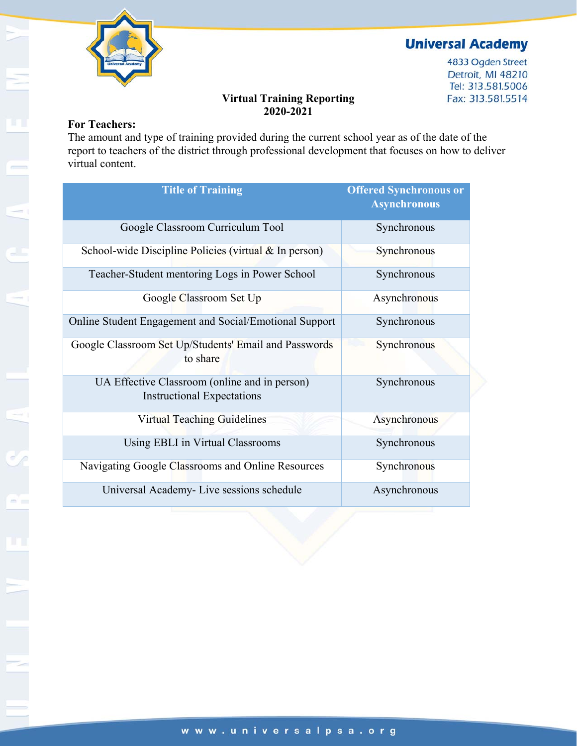Universal Academy

4833 Ogden Street
Detroit, MI 48210
Tel: 313.581.5006
Fax: 313.581.5514

# Virtual Training Reporting
## 2020-2021

**For Teachers:**
The amount and type of training provided during the current school year as of the date of the report to teachers of the district through professional development that focuses on how to deliver virtual content.

| Title of Training | Offered Synchronous or Asynchronous |
|---|---|
| Google Classroom Curriculum Tool | Synchronous |
| School-wide Discipline Policies (virtual & In person) | Synchronous |
| Teacher-Student mentoring Logs in Power School | Synchronous |
| Google Classroom Set Up | Asynchronous |
| Online Student Engagement and Social/Emotional Support | Synchronous |
| Google Classroom Set Up/Students' Email and Passwords to share | Synchronous |
| UA Effective Classroom (online and in person) Instructional Expectations | Synchronous |
| Virtual Teaching Guidelines | Asynchronous |
| Using EBLI in Virtual Classrooms | Synchronous |
| Navigating Google Classrooms and Online Resources | Synchronous |
| Universal Academy- Live sessions schedule | Asynchronous |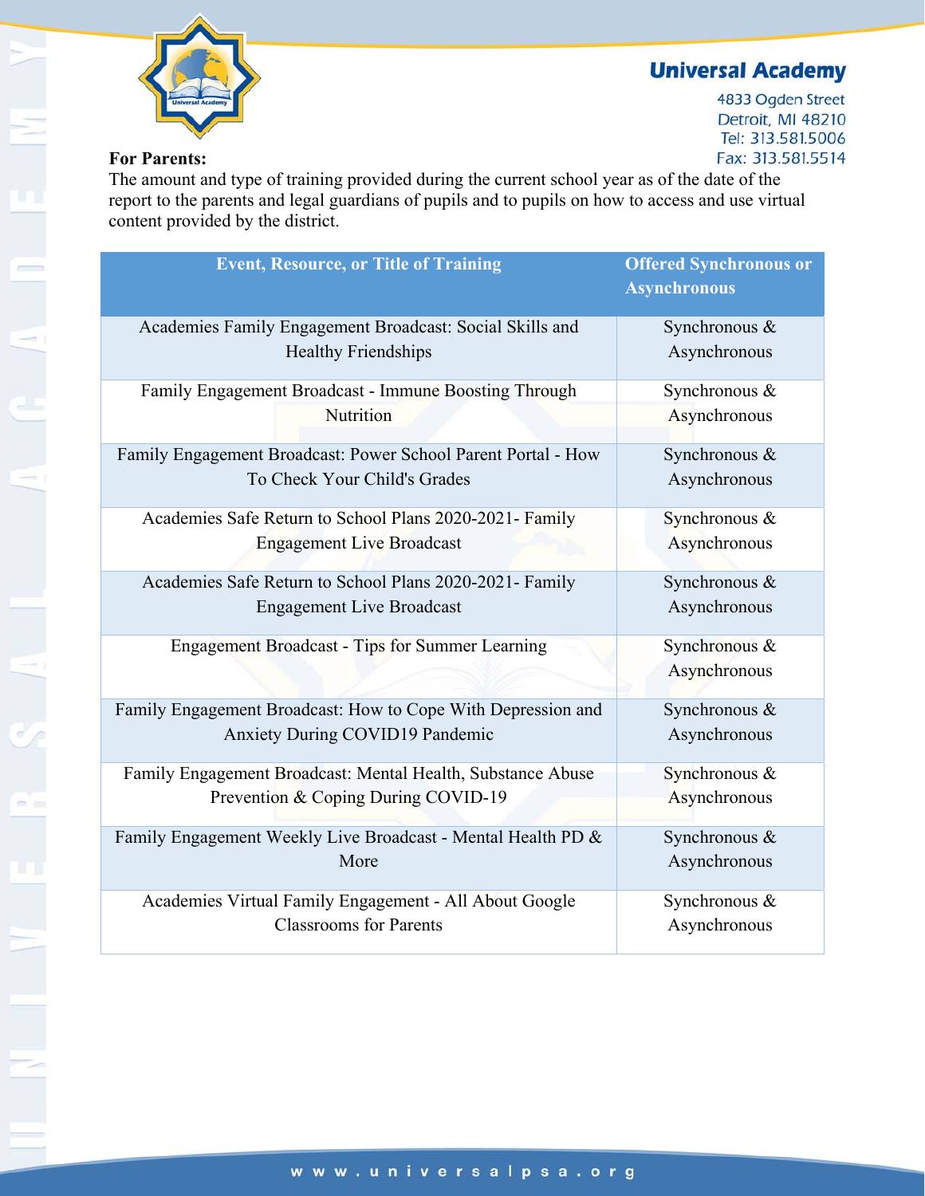Universal Academy
4833 Ogden Street
Detroit, MI 48210
Tel: 313.581.5006
Fax: 313.581.5514

**For Parents:**
The amount and type of training provided during the current school year as of the date of the report to the parents and legal guardians of pupils and to pupils on how to access and use virtual content provided by the district.

| Event, Resource, or Title of Training | Offered Synchronous or Asynchronous |
|---|---|
| Academies Family Engagement Broadcast: Social Skills and Healthy Friendships | Synchronous & Asynchronous |
| Family Engagement Broadcast - Immune Boosting Through Nutrition | Synchronous & Asynchronous |
| Family Engagement Broadcast: Power School Parent Portal - How To Check Your Child's Grades | Synchronous & Asynchronous |
| Academies Safe Return to School Plans 2020-2021- Family Engagement Live Broadcast | Synchronous & Asynchronous |
| Academies Safe Return to School Plans 2020-2021- Family Engagement Live Broadcast | Synchronous & Asynchronous |
| Engagement Broadcast - Tips for Summer Learning | Synchronous & Asynchronous |
| Family Engagement Broadcast: How to Cope With Depression and Anxiety During COVID19 Pandemic | Synchronous & Asynchronous |
| Family Engagement Broadcast: Mental Health, Substance Abuse Prevention & Coping During COVID-19 | Synchronous & Asynchronous |
| Family Engagement Weekly Live Broadcast - Mental Health PD & More | Synchronous & Asynchronous |
| Academies Virtual Family Engagement - All About Google Classrooms for Parents | Synchronous & Asynchronous |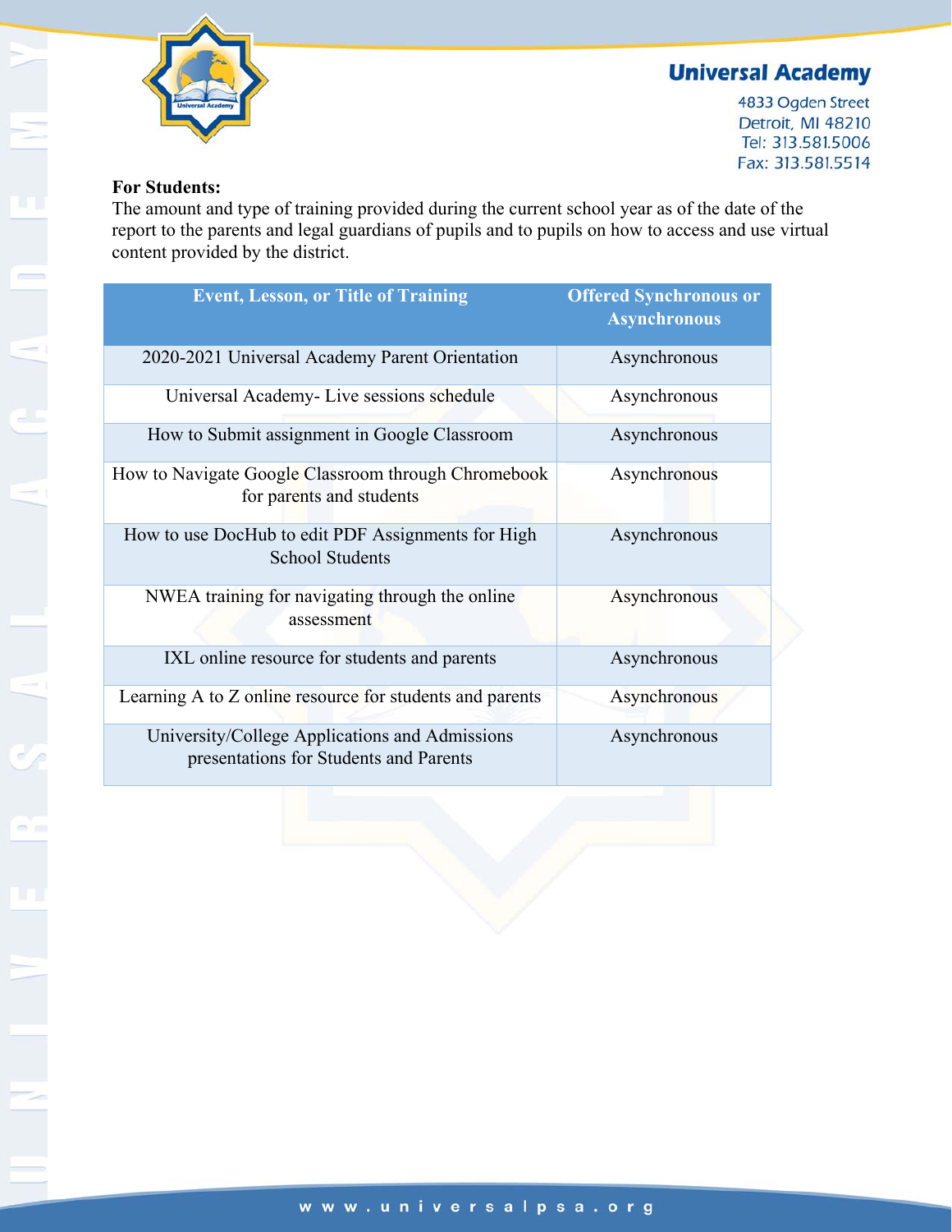**For Students:**
The amount and type of training provided during the current school year as of the date of the report to the parents and legal guardians of pupils and to pupils on how to access and use virtual content provided by the district.

| Event, Lesson, or Title of Training | Offered Synchronous or Asynchronous |
| --- | --- |
| 2020-2021 Universal Academy Parent Orientation | Asynchronous |
| Universal Academy- Live sessions schedule | Asynchronous |
| How to Submit assignment in Google Classroom | Asynchronous |
| How to Navigate Google Classroom through Chromebook for parents and students | Asynchronous |
| How to use DocHub to edit PDF Assignments for High School Students | Asynchronous |
| NWEA training for navigating through the online assessment | Asynchronous |
| IXL online resource for students and parents | Asynchronous |
| Learning A to Z online resource for students and parents | Asynchronous |
| University/College Applications and Admissions presentations for Students and Parents | Asynchronous |